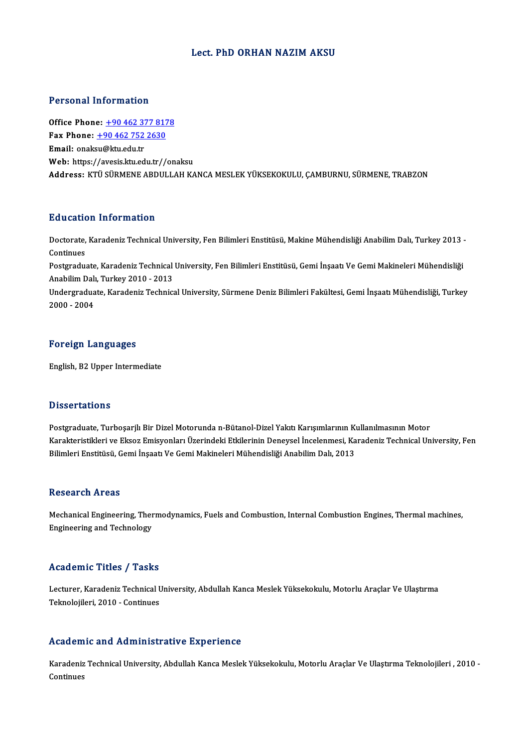# Lect. PhD ORHAN NAZIM AKSU

## Personal Information

**Office Phone:** +90 462 377 8178
**Fax Phone:** +90 462 752 2630
**Email:** onaksu@ktu.edu.tr
**Web:** https://avesis.ktu.edu.tr//onaksu
**Address:** KTÜ SÜRMENE ABDULLAH KANCA MESLEK YÜKSEKOKULU, ÇAMBURNU, SÜRMENE, TRABZON

## Education Information

Doctorate, Karadeniz Technical University, Fen Bilimleri Enstitüsü, Makine Mühendisliği Anabilim Dalı, Turkey 2013 - Continues

Postgraduate, Karadeniz Technical University, Fen Bilimleri Enstitüsü, Gemi İnşaatı Ve Gemi Makineleri Mühendisliği Anabilim Dalı, Turkey 2010 - 2013

Undergraduate, Karadeniz Technical University, Sürmene Deniz Bilimleri Fakültesi, Gemi İnşaatı Mühendisliği, Turkey 2000 - 2004

## Foreign Languages

English, B2 Upper Intermediate

## Dissertations

Postgraduate, Turboşarjlı Bir Dizel Motorunda n-Bütanol-Dizel Yakıtı Karışımlarının Kullanılmasının Motor Karakteristikleri ve Eksoz Emisyonları Üzerindeki Etkilerinin Deneysel İncelenmesi, Karadeniz Technical University, Fen Bilimleri Enstitüsü, Gemi İnşaatı Ve Gemi Makineleri Mühendisliği Anabilim Dalı, 2013

## Research Areas

Mechanical Engineering, Thermodynamics, Fuels and Combustion, Internal Combustion Engines, Thermal machines, Engineering and Technology

## Academic Titles / Tasks

Lecturer, Karadeniz Technical University, Abdullah Kanca Meslek Yüksekokulu, Motorlu Araçlar Ve Ulaştırma Teknolojileri, 2010 - Continues

## Academic and Administrative Experience

Karadeniz Technical University, Abdullah Kanca Meslek Yüksekokulu, Motorlu Araçlar Ve Ulaştırma Teknolojileri , 2010 - Continues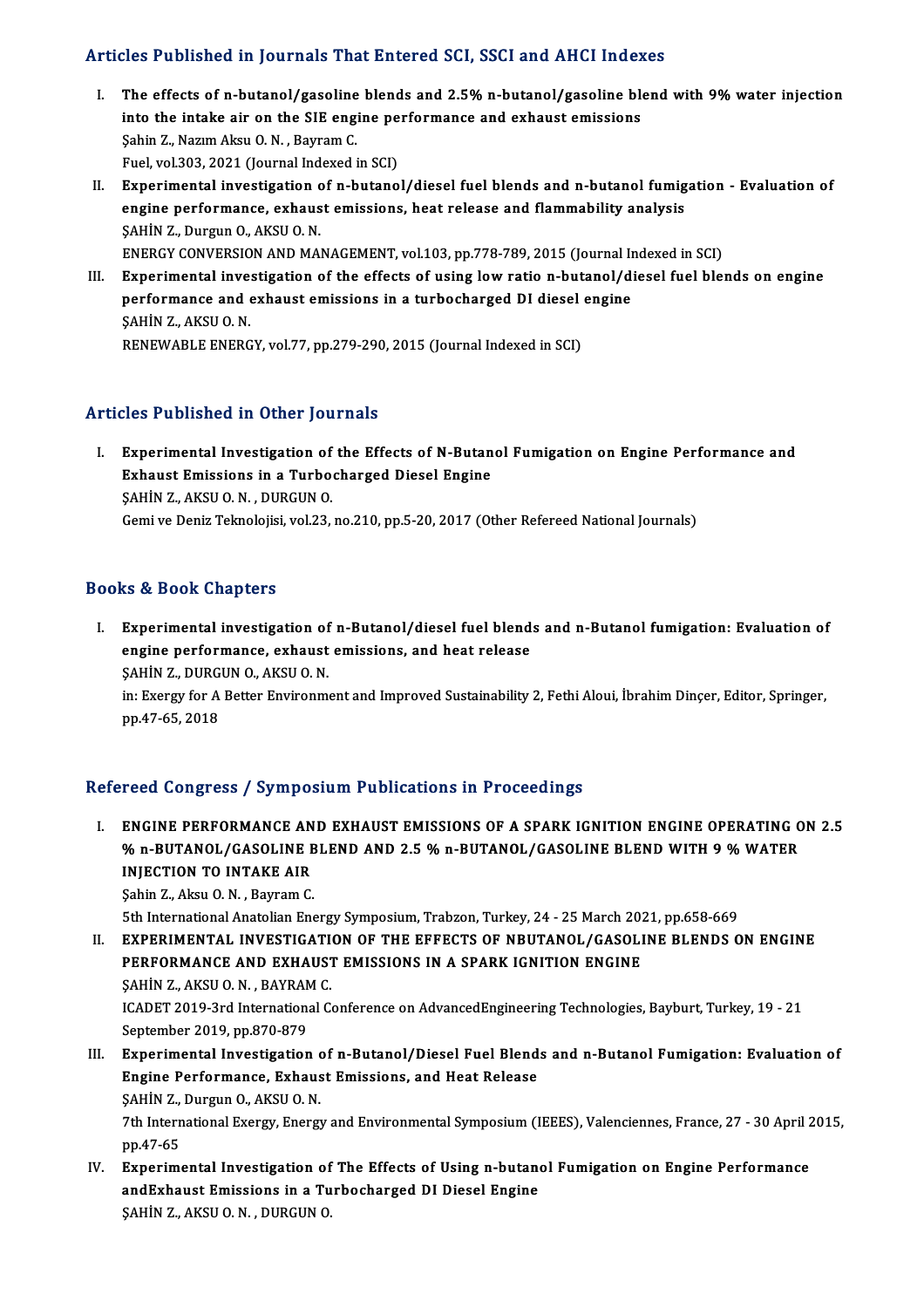## Articles Published in Journals That Entered SCI, SSCI and AHCI Indexes

I. **The effects of n-butanol/gasoline blends and 2.5% n-butanol/gasoline blend with 9% water injection into the intake air on the SIE engine performance and exhaust emissions**
   Şahin Z., Nazım Aksu O. N. , Bayram C.
   Fuel, vol.303, 2021 (Journal Indexed in SCI)

II. **Experimental investigation of n-butanol/diesel fuel blends and n-butanol fumigation - Evaluation of engine performance, exhaust emissions, heat release and flammability analysis**
   ŞAHİN Z., Durgun O., AKSU O. N.
   ENERGY CONVERSION AND MANAGEMENT, vol.103, pp.778-789, 2015 (Journal Indexed in SCI)

III. **Experimental investigation of the effects of using low ratio n-butanol/diesel fuel blends on engine performance and exhaust emissions in a turbocharged DI diesel engine**
   ŞAHİN Z., AKSU O. N.
   RENEWABLE ENERGY, vol.77, pp.279-290, 2015 (Journal Indexed in SCI)

## Articles Published in Other Journals

I. **Experimental Investigation of the Effects of N-Butanol Fumigation on Engine Performance and Exhaust Emissions in a Turbocharged Diesel Engine**
   ŞAHİN Z., AKSU O. N. , DURGUN O.
   Gemi ve Deniz Teknolojisi, vol.23, no.210, pp.5-20, 2017 (Other Refereed National Journals)

## Books & Book Chapters

I. **Experimental investigation of n-Butanol/diesel fuel blends and n-Butanol fumigation: Evaluation of engine performance, exhaust emissions, and heat release**
   ŞAHİN Z., DURGUN O., AKSU O. N.
   in: Exergy for A Better Environment and Improved Sustainability 2, Fethi Aloui, İbrahim Dinçer, Editor, Springer, pp.47-65, 2018

## Refereed Congress / Symposium Publications in Proceedings

I. **ENGINE PERFORMANCE AND EXHAUST EMISSIONS OF A SPARK IGNITION ENGINE OPERATING ON 2.5 % n-BUTANOL/GASOLINE BLEND AND 2.5 % n-BUTANOL/GASOLINE BLEND WITH 9 % WATER INJECTION TO INTAKE AIR**
   Şahin Z., Aksu O. N. , Bayram C.
   5th International Anatolian Energy Symposium, Trabzon, Turkey, 24 - 25 March 2021, pp.658-669

II. **EXPERIMENTAL INVESTIGATION OF THE EFFECTS OF NBUTANOL/GASOLINE BLENDS ON ENGINE PERFORMANCE AND EXHAUST EMISSIONS IN A SPARK IGNITION ENGINE**
   ŞAHİN Z., AKSU O. N. , BAYRAM C.
   ICADET 2019-3rd International Conference on AdvancedEngineering Technologies, Bayburt, Turkey, 19 - 21 September 2019, pp.870-879

III. **Experimental Investigation of n-Butanol/Diesel Fuel Blends and n-Butanol Fumigation: Evaluation of Engine Performance, Exhaust Emissions, and Heat Release**
   ŞAHİN Z., Durgun O., AKSU O. N.
   7th International Exergy, Energy and Environmental Symposium (IEEES), Valenciennes, France, 27 - 30 April 2015, pp.47-65

IV. **Experimental Investigation of The Effects of Using n-butanol Fumigation on Engine Performance andExhaust Emissions in a Turbocharged DI Diesel Engine**
   ŞAHİN Z., AKSU O. N. , DURGUN O.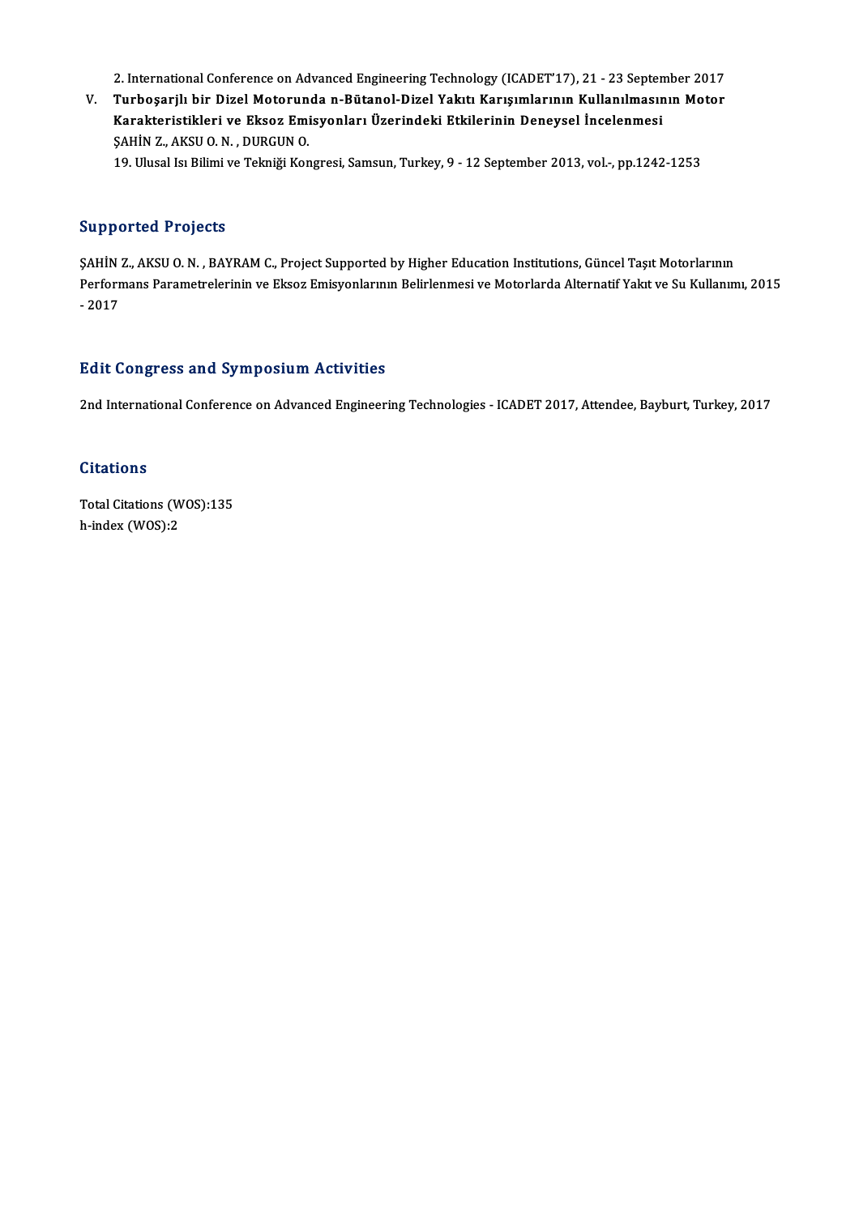2. International Conference on Advanced Engineering Technology (ICADET'17), 21 - 23 September 2017

V. **Turboşarjlı bir Dizel Motorunda n-Bütanol-Dizel Yakıtı Karışımlarının Kullanılmasının Motor Karakteristikleri ve Eksoz Emisyonları Üzerindeki Etkilerinin Deneysel İncelenmesi**
ŞAHİN Z., AKSU O. N. , DURGUN O.
19. Ulusal Isı Bilimi ve Tekniği Kongresi, Samsun, Turkey, 9 - 12 September 2013, vol.-, pp.1242-1253

## Supported Projects

ŞAHİN Z., AKSU O. N. , BAYRAM C., Project Supported by Higher Education Institutions, Güncel Taşıt Motorlarının Performans Parametrelerinin ve Eksoz Emisyonlarının Belirlenmesi ve Motorlarda Alternatif Yakıt ve Su Kullanımı, 2015 - 2017

## Edit Congress and Symposium Activities

2nd International Conference on Advanced Engineering Technologies - ICADET 2017, Attendee, Bayburt, Turkey, 2017

## Citations

Total Citations (WOS):135
h-index (WOS):2